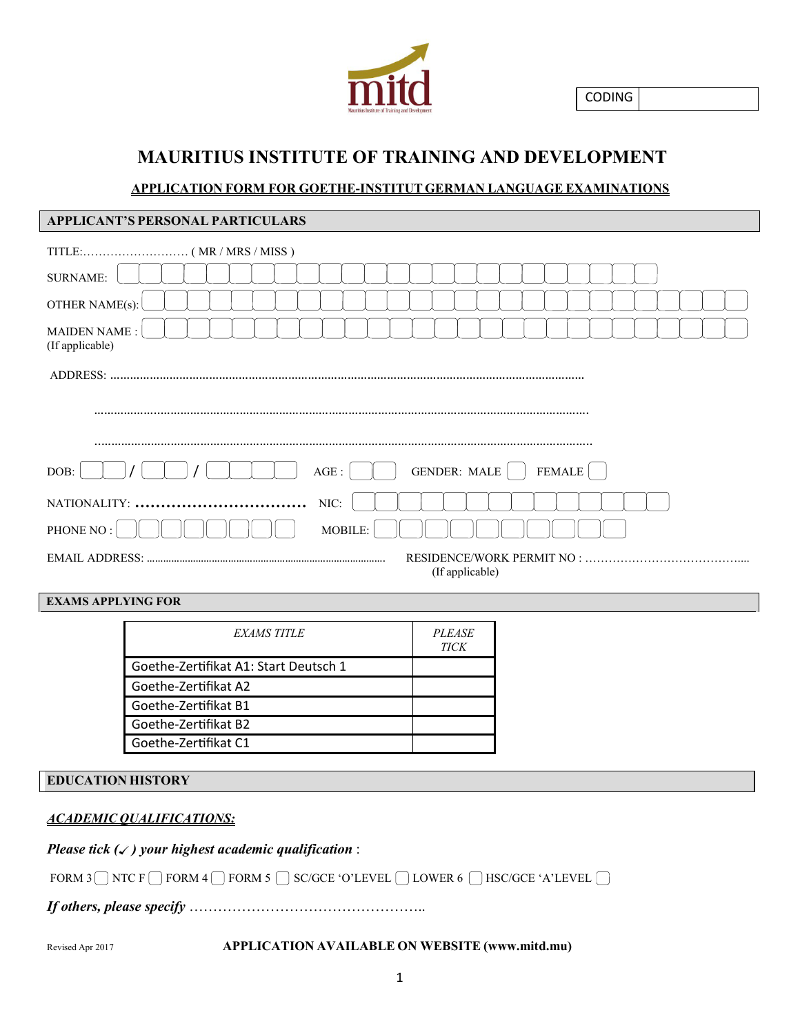mitd

Mauritius Institute of Training and Development

| CODING | |
|---|---|

# MAURITIUS INSTITUTE OF TRAINING AND DEVELOPMENT

## APPLICATION FORM FOR GOETHE-INSTITUT GERMAN LANGUAGE EXAMINATIONS

### APPLICANT'S PERSONAL PARTICULARS

TITLE:……………………… ( MR / MRS / MISS )

SURNAME:

OTHER NAME(s):

MAIDEN NAME :
(If applicable)

ADDRESS: ..............................................................................................................................................

..............................................................................................................................................

..............................................................................................................................................

DOB: / / AGE : GENDER: MALE FEMALE

NATIONALITY: ................................ NIC:

PHONE NO : MOBILE:

EMAIL ADDRESS: ........................................................................................ RESIDENCE/WORK PERMIT NO : …………………………………....
(If applicable)

### EXAMS APPLYING FOR

| *EXAMS TITLE* | *PLEASE TICK* |
|---|---|
| Goethe-Zertifikat A1: Start Deutsch 1 | |
| Goethe-Zertifikat A2 | |
| Goethe-Zertifikat B1 | |
| Goethe-Zertifikat B2 | |
| Goethe-Zertifikat C1 | |

### EDUCATION HISTORY

***ACADEMIC QUALIFICATIONS:***

***Please tick (✓) your highest academic qualification*** :

FORM 3 ☐ NTC F ☐ FORM 4 ☐ FORM 5 ☐ SC/GCE 'O'LEVEL ☐ LOWER 6 ☐ HSC/GCE 'A'LEVEL ☐

***If others, please specify*** …………………………………………..

Revised Apr 2017

**APPLICATION AVAILABLE ON WEBSITE (www.mitd.mu)**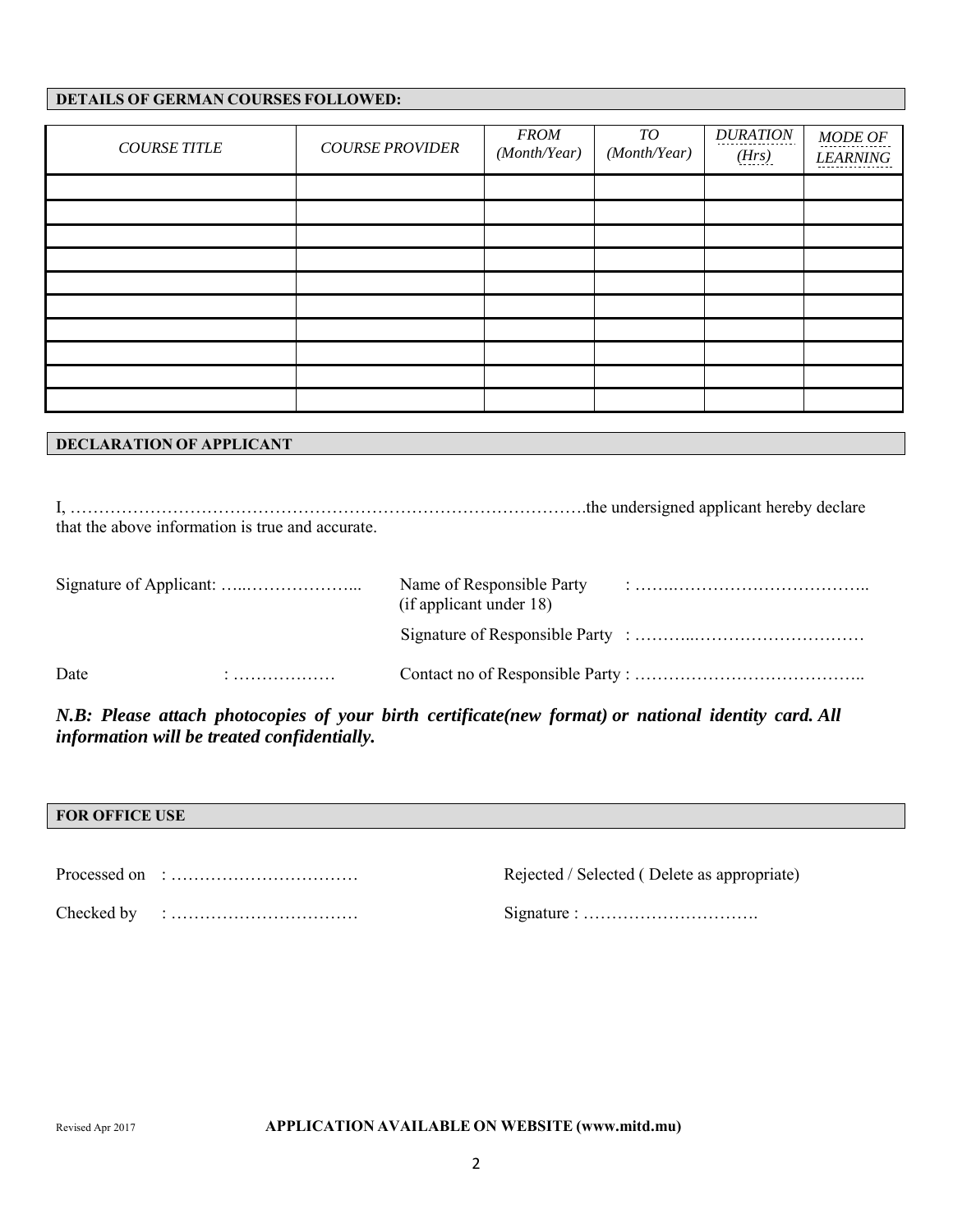**DETAILS OF GERMAN COURSES FOLLOWED:**

| *COURSE TITLE* | *COURSE PROVIDER* | *FROM (Month/Year)* | *TO (Month/Year)* | *DURATION (Hrs)* | *MODE OF LEARNING* |
|---|---|---|---|---|---|
| | | | | | |
| | | | | | |
| | | | | | |
| | | | | | |
| | | | | | |
| | | | | | |
| | | | | | |
| | | | | | |
| | | | | | |
| | | | | | |

**DECLARATION OF APPLICANT**

I, ……………………………………………………………………………….the undersigned applicant hereby declare that the above information is true and accurate.

Signature of Applicant: …..………………...

Name of Responsible Party (if applicant under 18) : ……..……………………………..

Signature of Responsible Party : ………..…………………………

Date : ………………

Contact no of Responsible Party : …………………………………..

***N.B: Please attach photocopies of your birth certificate(new format) or national identity card. All information will be treated confidentially.***

**FOR OFFICE USE**

Processed on : ……………………………

Rejected / Selected ( Delete as appropriate)

Checked by : ……………………………

Signature : ………………………….

Revised Apr 2017

**APPLICATION AVAILABLE ON WEBSITE (www.mitd.mu)**